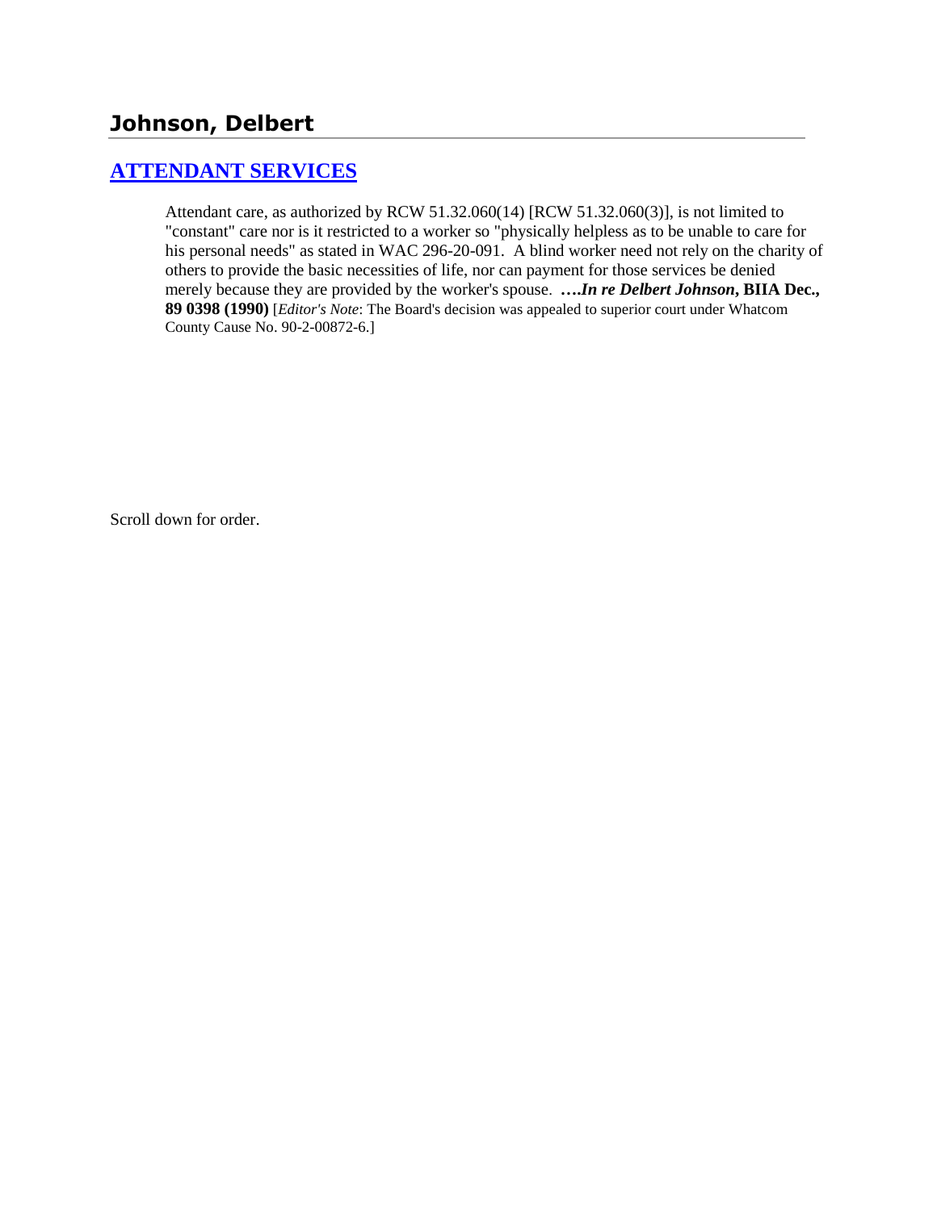## Johnson, Delbert

### [ATTENDANT SERVICES]

Attendant care, as authorized by RCW 51.32.060(14) [RCW 51.32.060(3)], is not limited to "constant" care nor is it restricted to a worker so "physically helpless as to be unable to care for his personal needs" as stated in WAC 296-20-091. A blind worker need not rely on the charity of others to provide the basic necessities of life, nor can payment for those services be denied merely because they are provided by the worker's spouse. ****….In re Delbert Johnson*, BIIA Dec., 89 0398 (1990)** [*Editor's Note*: The Board's decision was appealed to superior court under Whatcom County Cause No. 90-2-00872-6.]

Scroll down for order.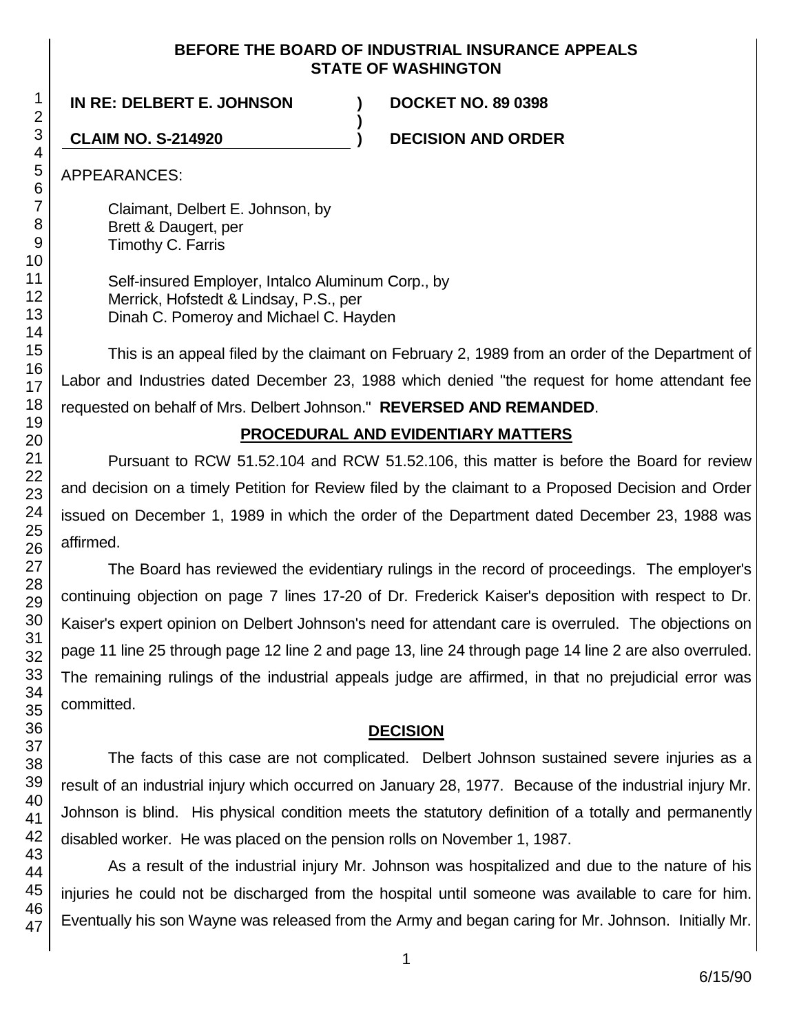BEFORE THE BOARD OF INDUSTRIAL INSURANCE APPEALS
STATE OF WASHINGTON

**IN RE: DELBERT E. JOHNSON** ) **DOCKET NO. 89 0398**

**CLAIM NO. S-214920** ) **DECISION AND ORDER**

APPEARANCES:

Claimant, Delbert E. Johnson, by
Brett & Daugert, per
Timothy C. Farris

Self-insured Employer, Intalco Aluminum Corp., by
Merrick, Hofstedt & Lindsay, P.S., per
Dinah C. Pomeroy and Michael C. Hayden

This is an appeal filed by the claimant on February 2, 1989 from an order of the Department of Labor and Industries dated December 23, 1988 which denied "the request for home attendant fee requested on behalf of Mrs. Delbert Johnson." **REVERSED AND REMANDED**.

## PROCEDURAL AND EVIDENTIARY MATTERS

Pursuant to RCW 51.52.104 and RCW 51.52.106, this matter is before the Board for review and decision on a timely Petition for Review filed by the claimant to a Proposed Decision and Order issued on December 1, 1989 in which the order of the Department dated December 23, 1988 was affirmed.

The Board has reviewed the evidentiary rulings in the record of proceedings. The employer's continuing objection on page 7 lines 17-20 of Dr. Frederick Kaiser's deposition with respect to Dr. Kaiser's expert opinion on Delbert Johnson's need for attendant care is overruled. The objections on page 11 line 25 through page 12 line 2 and page 13, line 24 through page 14 line 2 are also overruled. The remaining rulings of the industrial appeals judge are affirmed, in that no prejudicial error was committed.

## DECISION

The facts of this case are not complicated. Delbert Johnson sustained severe injuries as a result of an industrial injury which occurred on January 28, 1977. Because of the industrial injury Mr. Johnson is blind. His physical condition meets the statutory definition of a totally and permanently disabled worker. He was placed on the pension rolls on November 1, 1987.

As a result of the industrial injury Mr. Johnson was hospitalized and due to the nature of his injuries he could not be discharged from the hospital until someone was available to care for him. Eventually his son Wayne was released from the Army and began caring for Mr. Johnson. Initially Mr.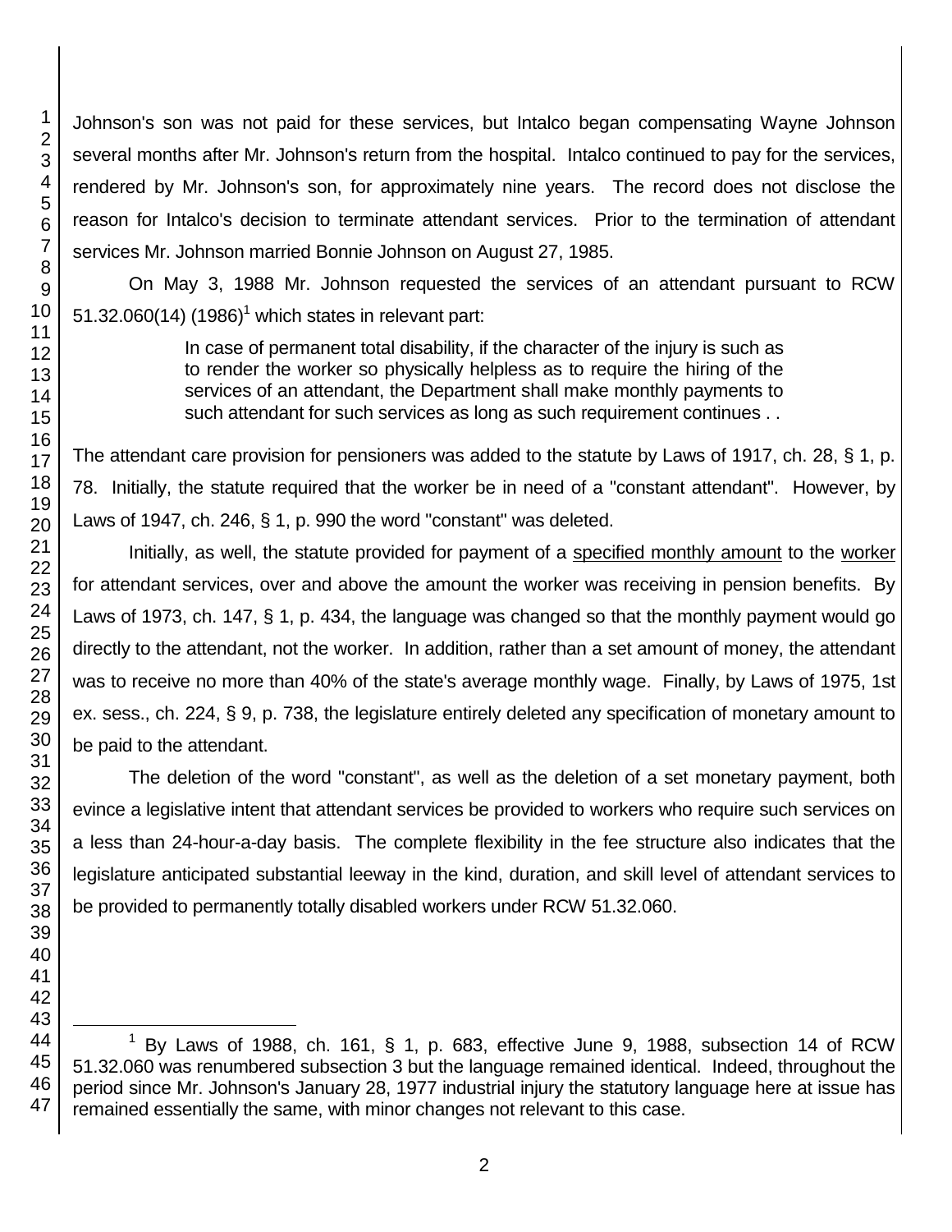Johnson's son was not paid for these services, but Intalco began compensating Wayne Johnson several months after Mr. Johnson's return from the hospital. Intalco continued to pay for the services, rendered by Mr. Johnson's son, for approximately nine years. The record does not disclose the reason for Intalco's decision to terminate attendant services. Prior to the termination of attendant services Mr. Johnson married Bonnie Johnson on August 27, 1985.

On May 3, 1988 Mr. Johnson requested the services of an attendant pursuant to RCW 51.32.060(14) (1986)[1] which states in relevant part:

> In case of permanent total disability, if the character of the injury is such as to render the worker so physically helpless as to require the hiring of the services of an attendant, the Department shall make monthly payments to such attendant for such services as long as such requirement continues . .

The attendant care provision for pensioners was added to the statute by Laws of 1917, ch. 28, § 1, p. 78. Initially, the statute required that the worker be in need of a "constant attendant". However, by Laws of 1947, ch. 246, § 1, p. 990 the word "constant" was deleted.

Initially, as well, the statute provided for payment of a <u>specified monthly amount</u> to the <u>worker</u> for attendant services, over and above the amount the worker was receiving in pension benefits. By Laws of 1973, ch. 147, § 1, p. 434, the language was changed so that the monthly payment would go directly to the attendant, not the worker. In addition, rather than a set amount of money, the attendant was to receive no more than 40% of the state's average monthly wage. Finally, by Laws of 1975, 1st ex. sess., ch. 224, § 9, p. 738, the legislature entirely deleted any specification of monetary amount to be paid to the attendant.

The deletion of the word "constant", as well as the deletion of a set monetary payment, both evince a legislative intent that attendant services be provided to workers who require such services on a less than 24-hour-a-day basis. The complete flexibility in the fee structure also indicates that the legislature anticipated substantial leeway in the kind, duration, and skill level of attendant services to be provided to permanently totally disabled workers under RCW 51.32.060.

---

[1] By Laws of 1988, ch. 161, § 1, p. 683, effective June 9, 1988, subsection 14 of RCW 51.32.060 was renumbered subsection 3 but the language remained identical. Indeed, throughout the period since Mr. Johnson's January 28, 1977 industrial injury the statutory language here at issue has remained essentially the same, with minor changes not relevant to this case.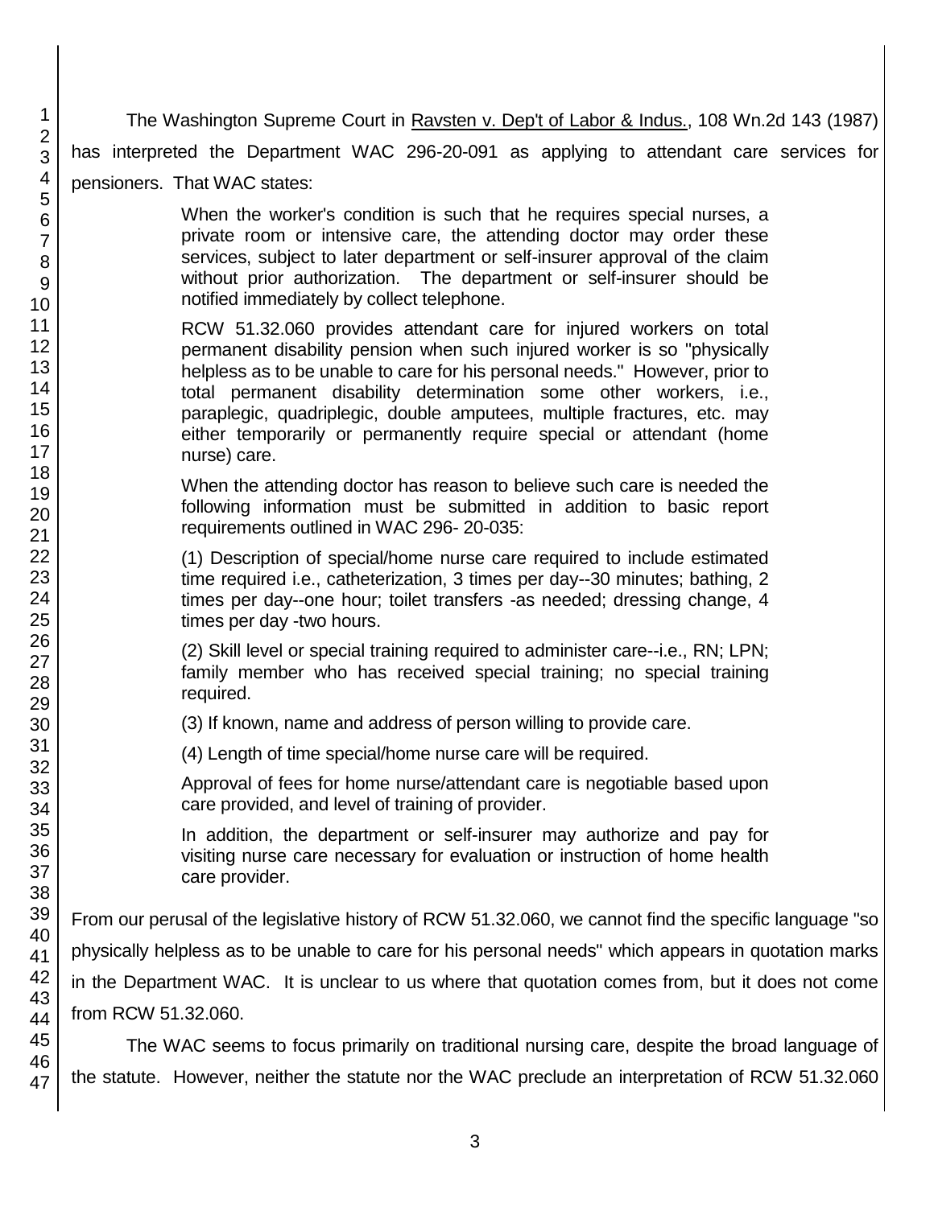The Washington Supreme Court in Ravsten v. Dep't of Labor & Indus., 108 Wn.2d 143 (1987) has interpreted the Department WAC 296-20-091 as applying to attendant care services for pensioners. That WAC states:

> When the worker's condition is such that he requires special nurses, a private room or intensive care, the attending doctor may order these services, subject to later department or self-insurer approval of the claim without prior authorization. The department or self-insurer should be notified immediately by collect telephone.
>
> RCW 51.32.060 provides attendant care for injured workers on total permanent disability pension when such injured worker is so "physically helpless as to be unable to care for his personal needs." However, prior to total permanent disability determination some other workers, i.e., paraplegic, quadriplegic, double amputees, multiple fractures, etc. may either temporarily or permanently require special or attendant (home nurse) care.
>
> When the attending doctor has reason to believe such care is needed the following information must be submitted in addition to basic report requirements outlined in WAC 296- 20-035:
>
> (1) Description of special/home nurse care required to include estimated time required i.e., catheterization, 3 times per day--30 minutes; bathing, 2 times per day--one hour; toilet transfers -as needed; dressing change, 4 times per day -two hours.
>
> (2) Skill level or special training required to administer care--i.e., RN; LPN; family member who has received special training; no special training required.
>
> (3) If known, name and address of person willing to provide care.
>
> (4) Length of time special/home nurse care will be required.
>
> Approval of fees for home nurse/attendant care is negotiable based upon care provided, and level of training of provider.
>
> In addition, the department or self-insurer may authorize and pay for visiting nurse care necessary for evaluation or instruction of home health care provider.

From our perusal of the legislative history of RCW 51.32.060, we cannot find the specific language "so physically helpless as to be unable to care for his personal needs" which appears in quotation marks in the Department WAC. It is unclear to us where that quotation comes from, but it does not come from RCW 51.32.060.

The WAC seems to focus primarily on traditional nursing care, despite the broad language of the statute. However, neither the statute nor the WAC preclude an interpretation of RCW 51.32.060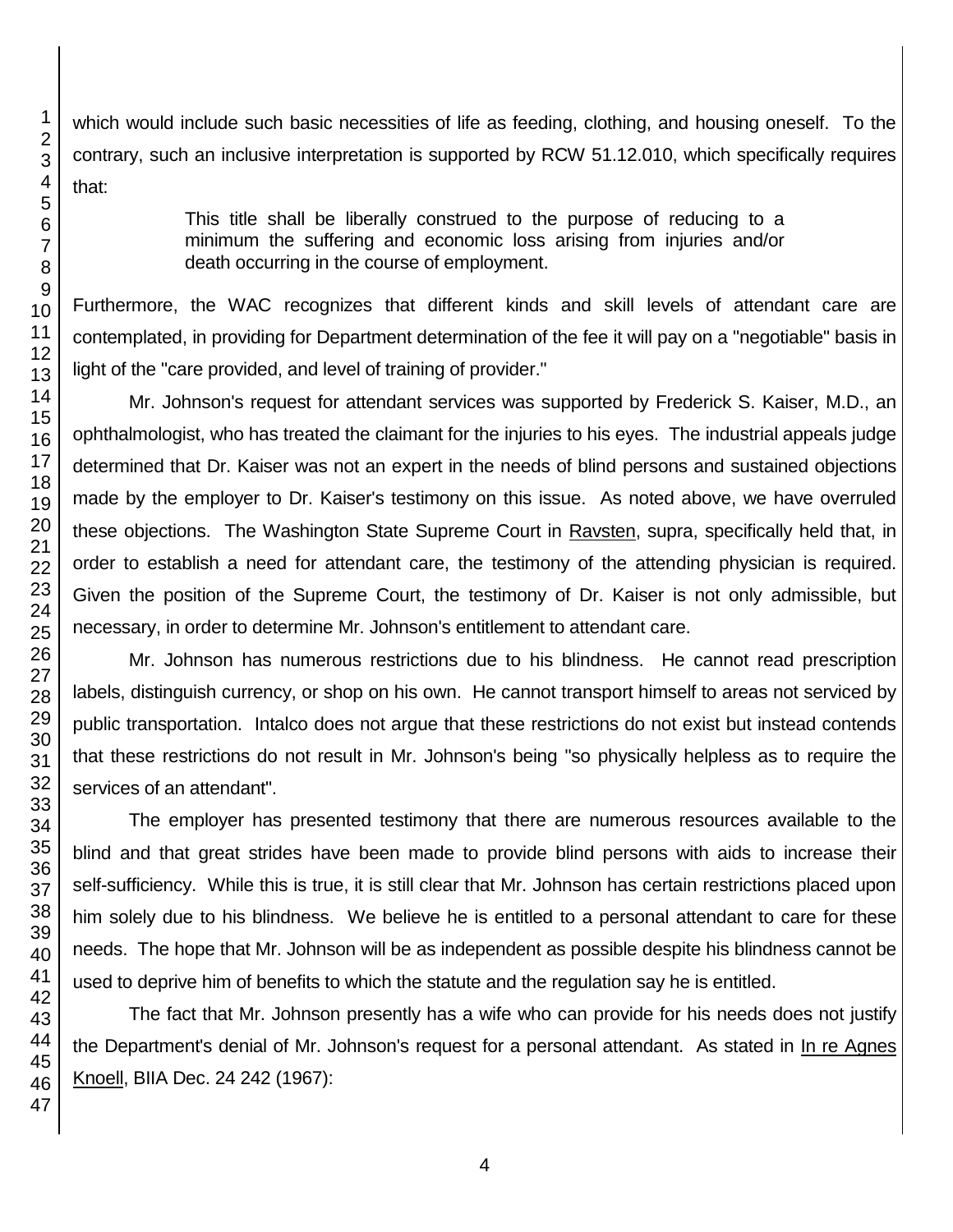which would include such basic necessities of life as feeding, clothing, and housing oneself. To the contrary, such an inclusive interpretation is supported by RCW 51.12.010, which specifically requires that:

> This title shall be liberally construed to the purpose of reducing to a minimum the suffering and economic loss arising from injuries and/or death occurring in the course of employment.

Furthermore, the WAC recognizes that different kinds and skill levels of attendant care are contemplated, in providing for Department determination of the fee it will pay on a "negotiable" basis in light of the "care provided, and level of training of provider."

Mr. Johnson's request for attendant services was supported by Frederick S. Kaiser, M.D., an ophthalmologist, who has treated the claimant for the injuries to his eyes. The industrial appeals judge determined that Dr. Kaiser was not an expert in the needs of blind persons and sustained objections made by the employer to Dr. Kaiser's testimony on this issue. As noted above, we have overruled these objections. The Washington State Supreme Court in Ravsten, supra, specifically held that, in order to establish a need for attendant care, the testimony of the attending physician is required. Given the position of the Supreme Court, the testimony of Dr. Kaiser is not only admissible, but necessary, in order to determine Mr. Johnson's entitlement to attendant care.

Mr. Johnson has numerous restrictions due to his blindness. He cannot read prescription labels, distinguish currency, or shop on his own. He cannot transport himself to areas not serviced by public transportation. Intalco does not argue that these restrictions do not exist but instead contends that these restrictions do not result in Mr. Johnson's being "so physically helpless as to require the services of an attendant".

The employer has presented testimony that there are numerous resources available to the blind and that great strides have been made to provide blind persons with aids to increase their self-sufficiency. While this is true, it is still clear that Mr. Johnson has certain restrictions placed upon him solely due to his blindness. We believe he is entitled to a personal attendant to care for these needs. The hope that Mr. Johnson will be as independent as possible despite his blindness cannot be used to deprive him of benefits to which the statute and the regulation say he is entitled.

The fact that Mr. Johnson presently has a wife who can provide for his needs does not justify the Department's denial of Mr. Johnson's request for a personal attendant. As stated in In re Agnes Knoell, BIIA Dec. 24 242 (1967):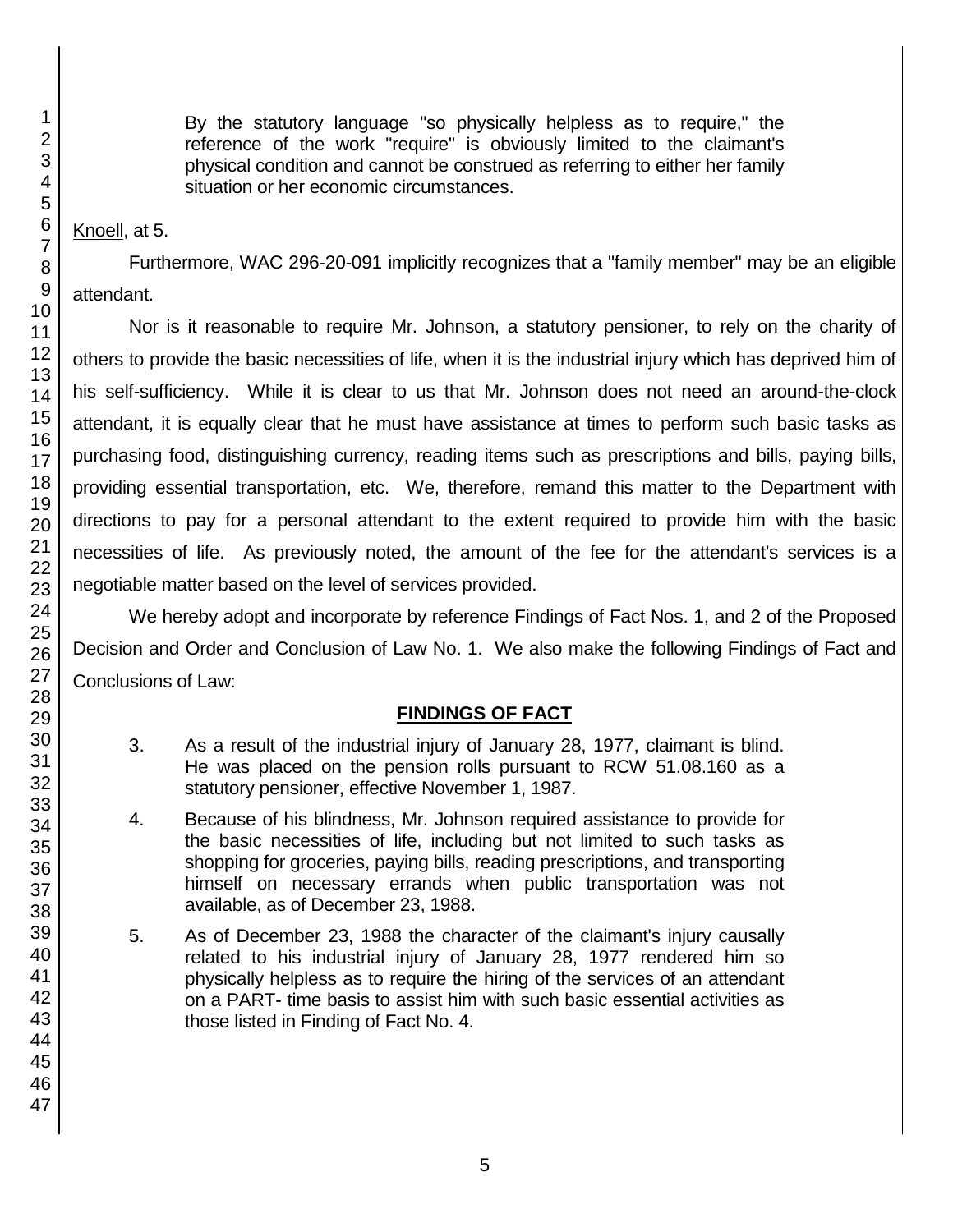> By the statutory language "so physically helpless as to require," the reference of the work "require" is obviously limited to the claimant's physical condition and cannot be construed as referring to either her family situation or her economic circumstances.

Knoell, at 5.

Furthermore, WAC 296-20-091 implicitly recognizes that a "family member" may be an eligible attendant.

Nor is it reasonable to require Mr. Johnson, a statutory pensioner, to rely on the charity of others to provide the basic necessities of life, when it is the industrial injury which has deprived him of his self-sufficiency. While it is clear to us that Mr. Johnson does not need an around-the-clock attendant, it is equally clear that he must have assistance at times to perform such basic tasks as purchasing food, distinguishing currency, reading items such as prescriptions and bills, paying bills, providing essential transportation, etc. We, therefore, remand this matter to the Department with directions to pay for a personal attendant to the extent required to provide him with the basic necessities of life. As previously noted, the amount of the fee for the attendant's services is a negotiable matter based on the level of services provided.

We hereby adopt and incorporate by reference Findings of Fact Nos. 1, and 2 of the Proposed Decision and Order and Conclusion of Law No. 1. We also make the following Findings of Fact and Conclusions of Law:

## FINDINGS OF FACT

3. As a result of the industrial injury of January 28, 1977, claimant is blind. He was placed on the pension rolls pursuant to RCW 51.08.160 as a statutory pensioner, effective November 1, 1987.

4. Because of his blindness, Mr. Johnson required assistance to provide for the basic necessities of life, including but not limited to such tasks as shopping for groceries, paying bills, reading prescriptions, and transporting himself on necessary errands when public transportation was not available, as of December 23, 1988.

5. As of December 23, 1988 the character of the claimant's injury causally related to his industrial injury of January 28, 1977 rendered him so physically helpless as to require the hiring of the services of an attendant on a PART- time basis to assist him with such basic essential activities as those listed in Finding of Fact No. 4.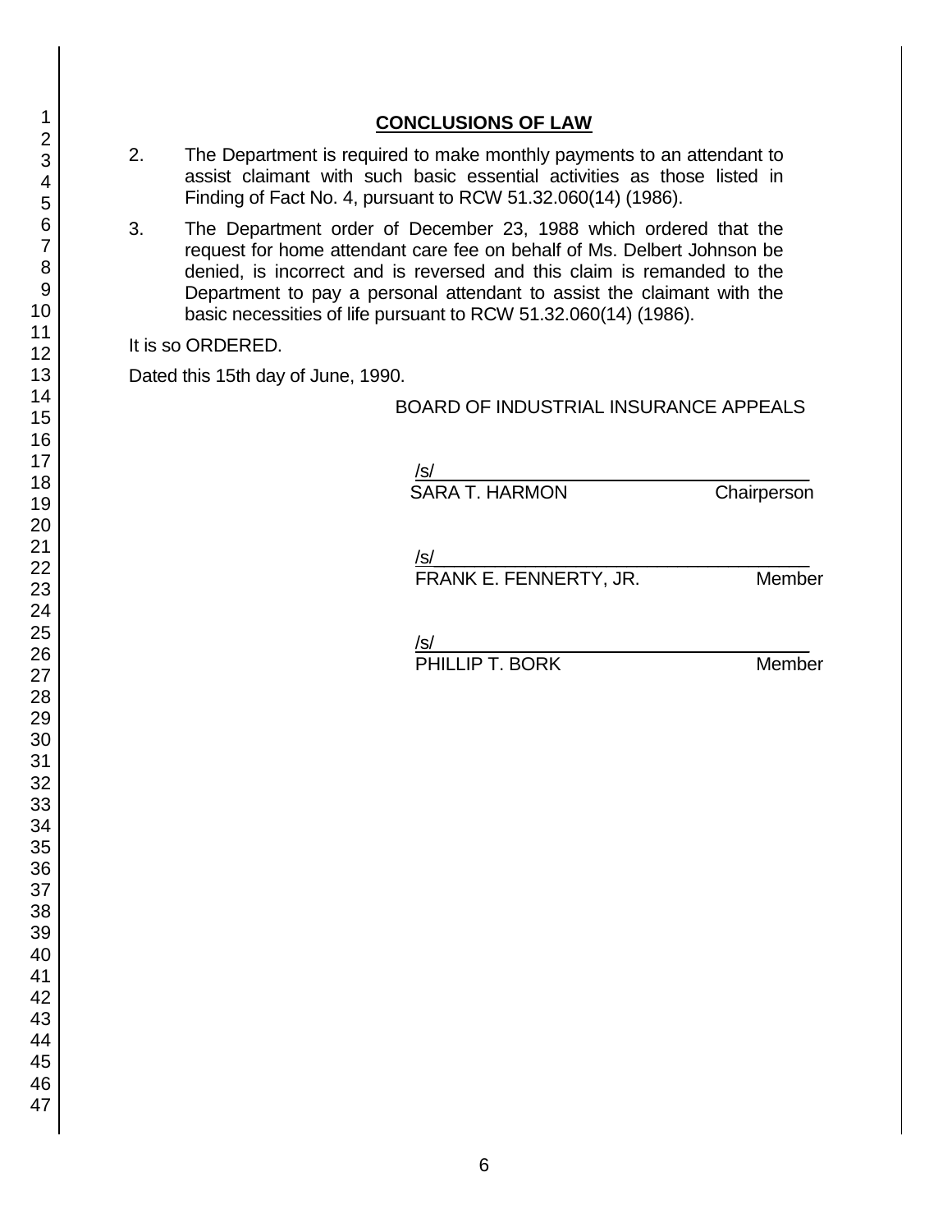## CONCLUSIONS OF LAW

2. The Department is required to make monthly payments to an attendant to assist claimant with such basic essential activities as those listed in Finding of Fact No. 4, pursuant to RCW 51.32.060(14) (1986).

3. The Department order of December 23, 1988 which ordered that the request for home attendant care fee on behalf of Ms. Delbert Johnson be denied, is incorrect and is reversed and this claim is remanded to the Department to pay a personal attendant to assist the claimant with the basic necessities of life pursuant to RCW 51.32.060(14) (1986).

It is so ORDERED.

Dated this 15th day of June, 1990.

BOARD OF INDUSTRIAL INSURANCE APPEALS

/s/
SARA T. HARMON Chairperson

/s/
FRANK E. FENNERTY, JR. Member

/s/
PHILLIP T. BORK Member